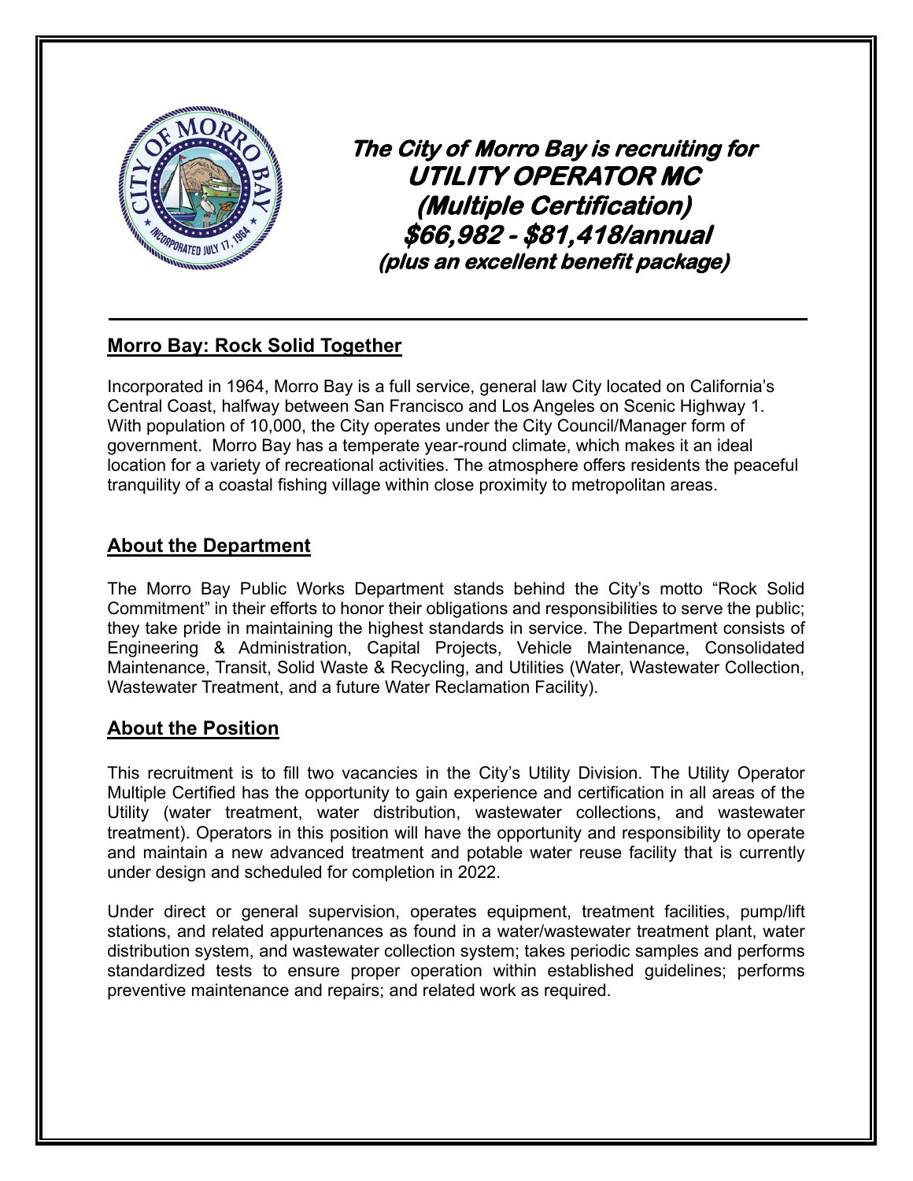**The City of Morro Bay is recruiting for**
# UTILITY OPERATOR MC
## (Multiple Certification)
## $66,982 - $81,418/annual
**(plus an excellent benefit package)**

---

## Morro Bay: Rock Solid Together

Incorporated in 1964, Morro Bay is a full service, general law City located on California's Central Coast, halfway between San Francisco and Los Angeles on Scenic Highway 1. With population of 10,000, the City operates under the City Council/Manager form of government. Morro Bay has a temperate year-round climate, which makes it an ideal location for a variety of recreational activities. The atmosphere offers residents the peaceful tranquility of a coastal fishing village within close proximity to metropolitan areas.

## About the Department

The Morro Bay Public Works Department stands behind the City's motto "Rock Solid Commitment" in their efforts to honor their obligations and responsibilities to serve the public; they take pride in maintaining the highest standards in service. The Department consists of Engineering & Administration, Capital Projects, Vehicle Maintenance, Consolidated Maintenance, Transit, Solid Waste & Recycling, and Utilities (Water, Wastewater Collection, Wastewater Treatment, and a future Water Reclamation Facility).

## About the Position

This recruitment is to fill two vacancies in the City's Utility Division. The Utility Operator Multiple Certified has the opportunity to gain experience and certification in all areas of the Utility (water treatment, water distribution, wastewater collections, and wastewater treatment). Operators in this position will have the opportunity and responsibility to operate and maintain a new advanced treatment and potable water reuse facility that is currently under design and scheduled for completion in 2022.

Under direct or general supervision, operates equipment, treatment facilities, pump/lift stations, and related appurtenances as found in a water/wastewater treatment plant, water distribution system, and wastewater collection system; takes periodic samples and performs standardized tests to ensure proper operation within established guidelines; performs preventive maintenance and repairs; and related work as required.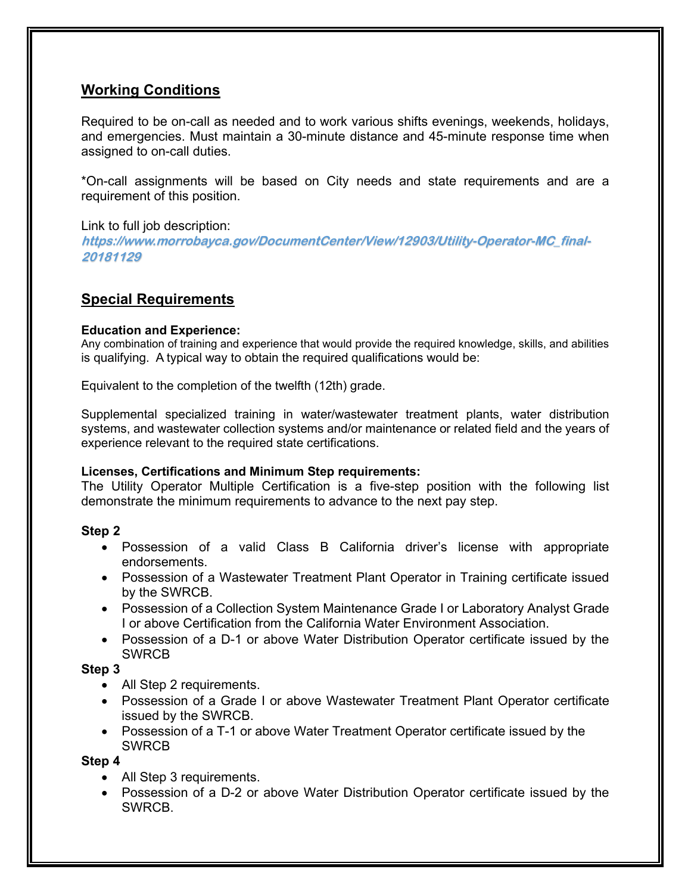## Working Conditions

Required to be on-call as needed and to work various shifts evenings, weekends, holidays, and emergencies. Must maintain a 30-minute distance and 45-minute response time when assigned to on-call duties.

*On-call assignments will be based on City needs and state requirements and are a requirement of this position.

Link to full job description:
***https://www.morrobayca.gov/DocumentCenter/View/12903/Utility-Operator-MC_final-20181129***

## Special Requirements

**Education and Experience:**
Any combination of training and experience that would provide the required knowledge, skills, and abilities is qualifying. A typical way to obtain the required qualifications would be:

Equivalent to the completion of the twelfth (12th) grade.

Supplemental specialized training in water/wastewater treatment plants, water distribution systems, and wastewater collection systems and/or maintenance or related field and the years of experience relevant to the required state certifications.

**Licenses, Certifications and Minimum Step requirements:**
The Utility Operator Multiple Certification is a five-step position with the following list demonstrate the minimum requirements to advance to the next pay step.

**Step 2**

- Possession of a valid Class B California driver's license with appropriate endorsements.
- Possession of a Wastewater Treatment Plant Operator in Training certificate issued by the SWRCB.
- Possession of a Collection System Maintenance Grade I or Laboratory Analyst Grade I or above Certification from the California Water Environment Association.
- Possession of a D-1 or above Water Distribution Operator certificate issued by the SWRCB

**Step 3**

- All Step 2 requirements.
- Possession of a Grade I or above Wastewater Treatment Plant Operator certificate issued by the SWRCB.
- Possession of a T-1 or above Water Treatment Operator certificate issued by the SWRCB

**Step 4**

- All Step 3 requirements.
- Possession of a D-2 or above Water Distribution Operator certificate issued by the SWRCB.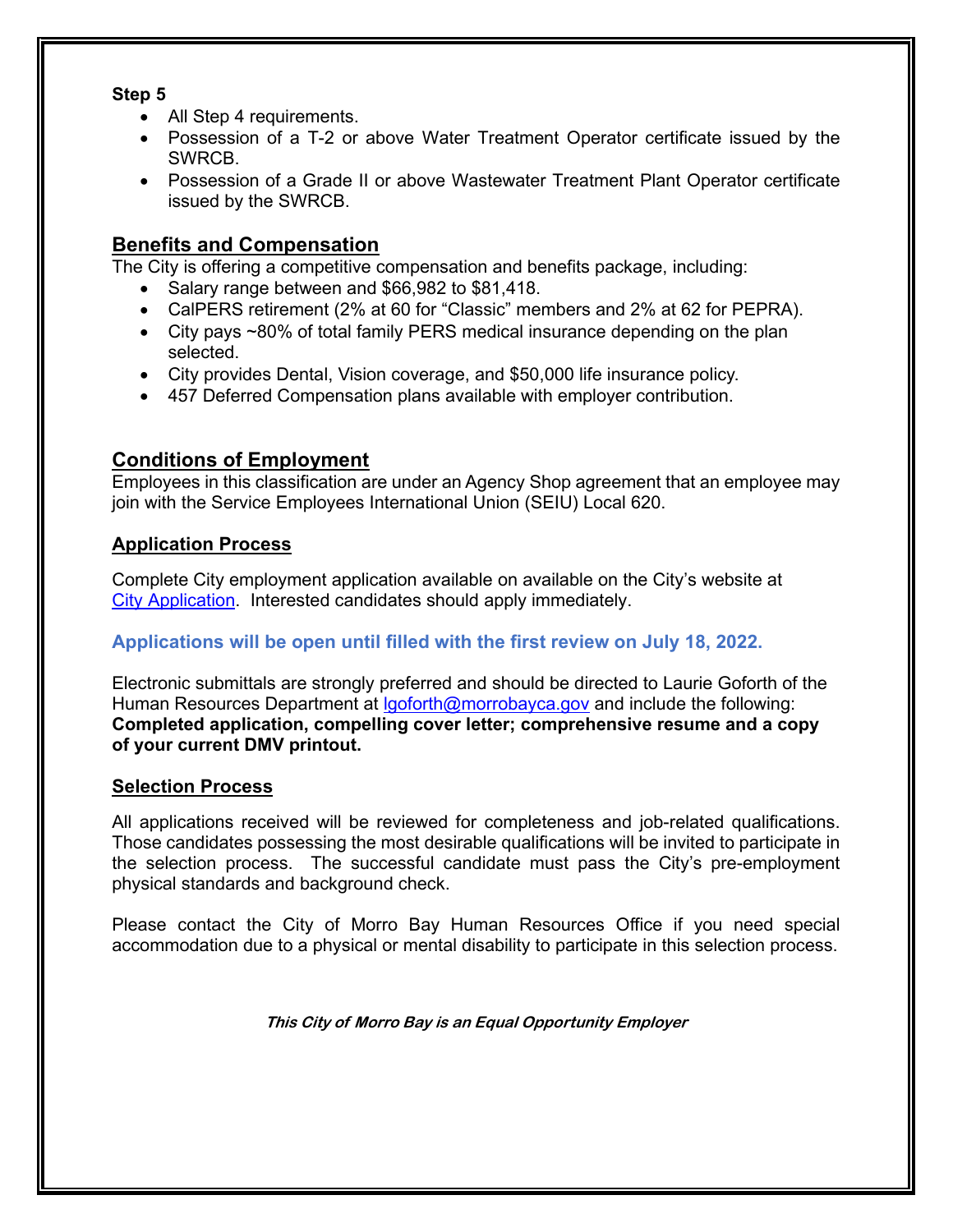**Step 5**

- All Step 4 requirements.
- Possession of a T-2 or above Water Treatment Operator certificate issued by the SWRCB.
- Possession of a Grade II or above Wastewater Treatment Plant Operator certificate issued by the SWRCB.

## Benefits and Compensation

The City is offering a competitive compensation and benefits package, including:

- Salary range between and $66,982 to $81,418.
- CalPERS retirement (2% at 60 for "Classic" members and 2% at 62 for PEPRA).
- City pays ~80% of total family PERS medical insurance depending on the plan selected.
- City provides Dental, Vision coverage, and $50,000 life insurance policy.
- 457 Deferred Compensation plans available with employer contribution.

## Conditions of Employment

Employees in this classification are under an Agency Shop agreement that an employee may join with the Service Employees International Union (SEIU) Local 620.

### Application Process

Complete City employment application available on available on the City's website at City Application. Interested candidates should apply immediately.

**Applications will be open until filled with the first review on July 18, 2022.**

Electronic submittals are strongly preferred and should be directed to Laurie Goforth of the Human Resources Department at lgoforth@morrobayca.gov and include the following: **Completed application, compelling cover letter; comprehensive resume and a copy of your current DMV printout.**

### Selection Process

All applications received will be reviewed for completeness and job-related qualifications. Those candidates possessing the most desirable qualifications will be invited to participate in the selection process. The successful candidate must pass the City's pre-employment physical standards and background check.

Please contact the City of Morro Bay Human Resources Office if you need special accommodation due to a physical or mental disability to participate in this selection process.

***This City of Morro Bay is an Equal Opportunity Employer***